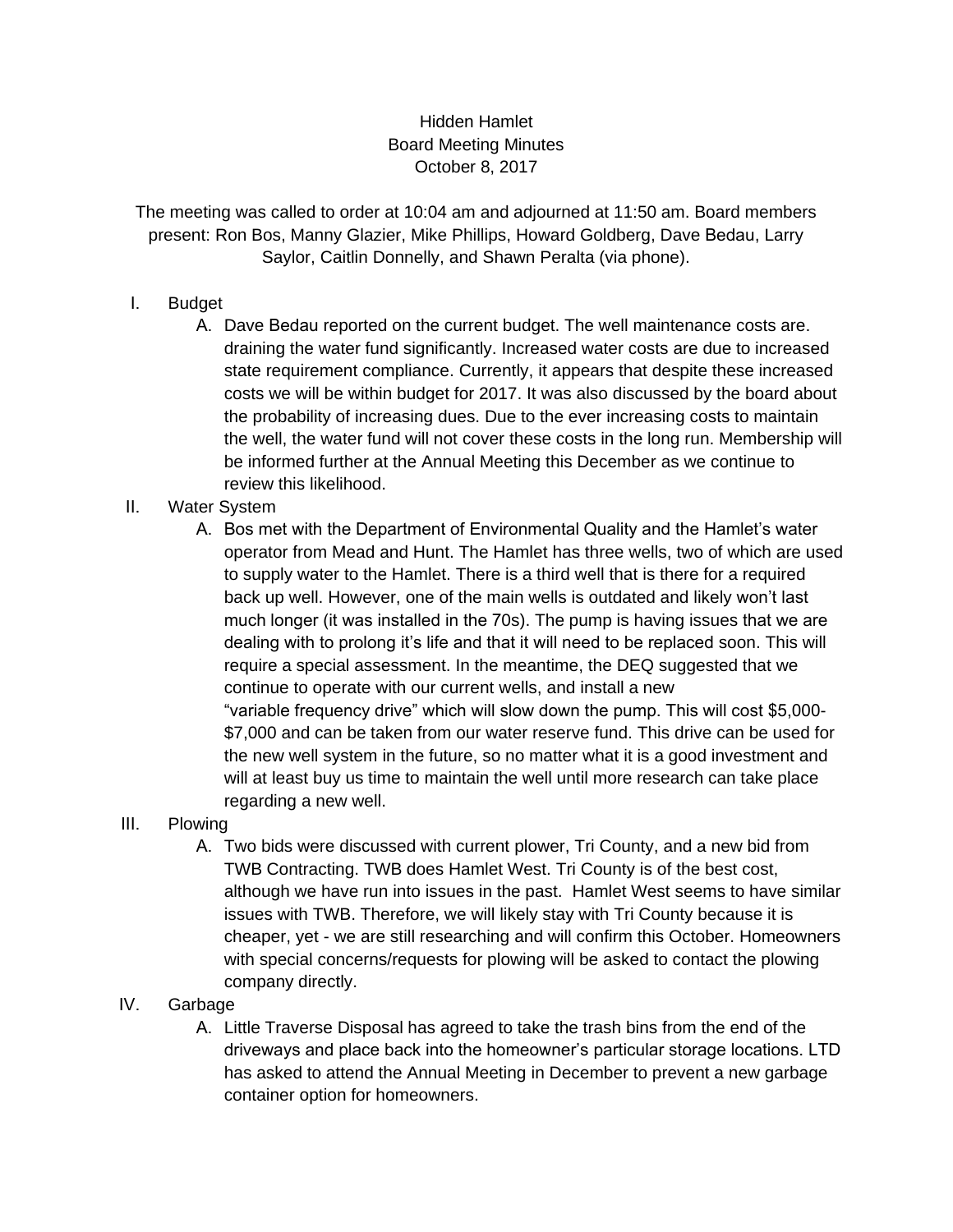Hidden Hamlet
Board Meeting Minutes
October 8, 2017

The meeting was called to order at 10:04 am and adjourned at 11:50 am. Board members present: Ron Bos, Manny Glazier, Mike Phillips, Howard Goldberg, Dave Bedau, Larry Saylor, Caitlin Donnelly, and Shawn Peralta (via phone).

I. Budget
   A. Dave Bedau reported on the current budget. The well maintenance costs are. draining the water fund significantly. Increased water costs are due to increased state requirement compliance. Currently, it appears that despite these increased costs we will be within budget for 2017. It was also discussed by the board about the probability of increasing dues. Due to the ever increasing costs to maintain the well, the water fund will not cover these costs in the long run. Membership will be informed further at the Annual Meeting this December as we continue to review this likelihood.

II. Water System
   A. Bos met with the Department of Environmental Quality and the Hamlet's water operator from Mead and Hunt. The Hamlet has three wells, two of which are used to supply water to the Hamlet. There is a third well that is there for a required back up well. However, one of the main wells is outdated and likely won't last much longer (it was installed in the 70s). The pump is having issues that we are dealing with to prolong it's life and that it will need to be replaced soon. This will require a special assessment. In the meantime, the DEQ suggested that we continue to operate with our current wells, and install a new "variable frequency drive" which will slow down the pump. This will cost $5,000-$7,000 and can be taken from our water reserve fund. This drive can be used for the new well system in the future, so no matter what it is a good investment and will at least buy us time to maintain the well until more research can take place regarding a new well.

III. Plowing
   A. Two bids were discussed with current plower, Tri County, and a new bid from TWB Contracting. TWB does Hamlet West. Tri County is of the best cost, although we have run into issues in the past. Hamlet West seems to have similar issues with TWB. Therefore, we will likely stay with Tri County because it is cheaper, yet - we are still researching and will confirm this October. Homeowners with special concerns/requests for plowing will be asked to contact the plowing company directly.

IV. Garbage
   A. Little Traverse Disposal has agreed to take the trash bins from the end of the driveways and place back into the homeowner's particular storage locations. LTD has asked to attend the Annual Meeting in December to prevent a new garbage container option for homeowners.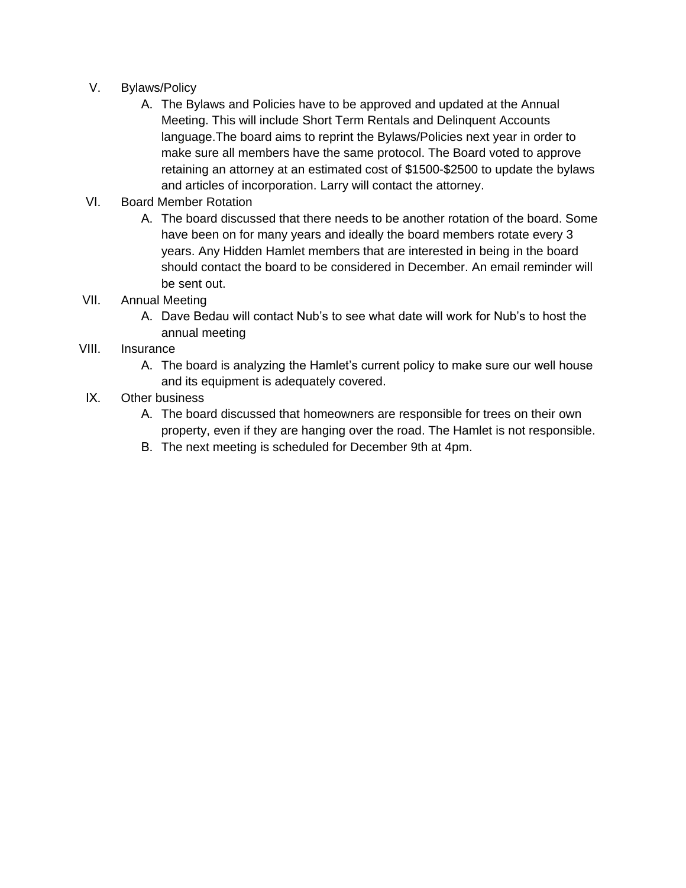V. Bylaws/Policy

   A. The Bylaws and Policies have to be approved and updated at the Annual Meeting. This will include Short Term Rentals and Delinquent Accounts language.The board aims to reprint the Bylaws/Policies next year in order to make sure all members have the same protocol. The Board voted to approve retaining an attorney at an estimated cost of $1500-$2500 to update the bylaws and articles of incorporation. Larry will contact the attorney.

VI. Board Member Rotation

   A. The board discussed that there needs to be another rotation of the board. Some have been on for many years and ideally the board members rotate every 3 years. Any Hidden Hamlet members that are interested in being in the board should contact the board to be considered in December. An email reminder will be sent out.

VII. Annual Meeting

   A. Dave Bedau will contact Nub's to see what date will work for Nub's to host the annual meeting

VIII. Insurance

   A. The board is analyzing the Hamlet's current policy to make sure our well house and its equipment is adequately covered.

IX. Other business

   A. The board discussed that homeowners are responsible for trees on their own property, even if they are hanging over the road. The Hamlet is not responsible.

   B. The next meeting is scheduled for December 9th at 4pm.